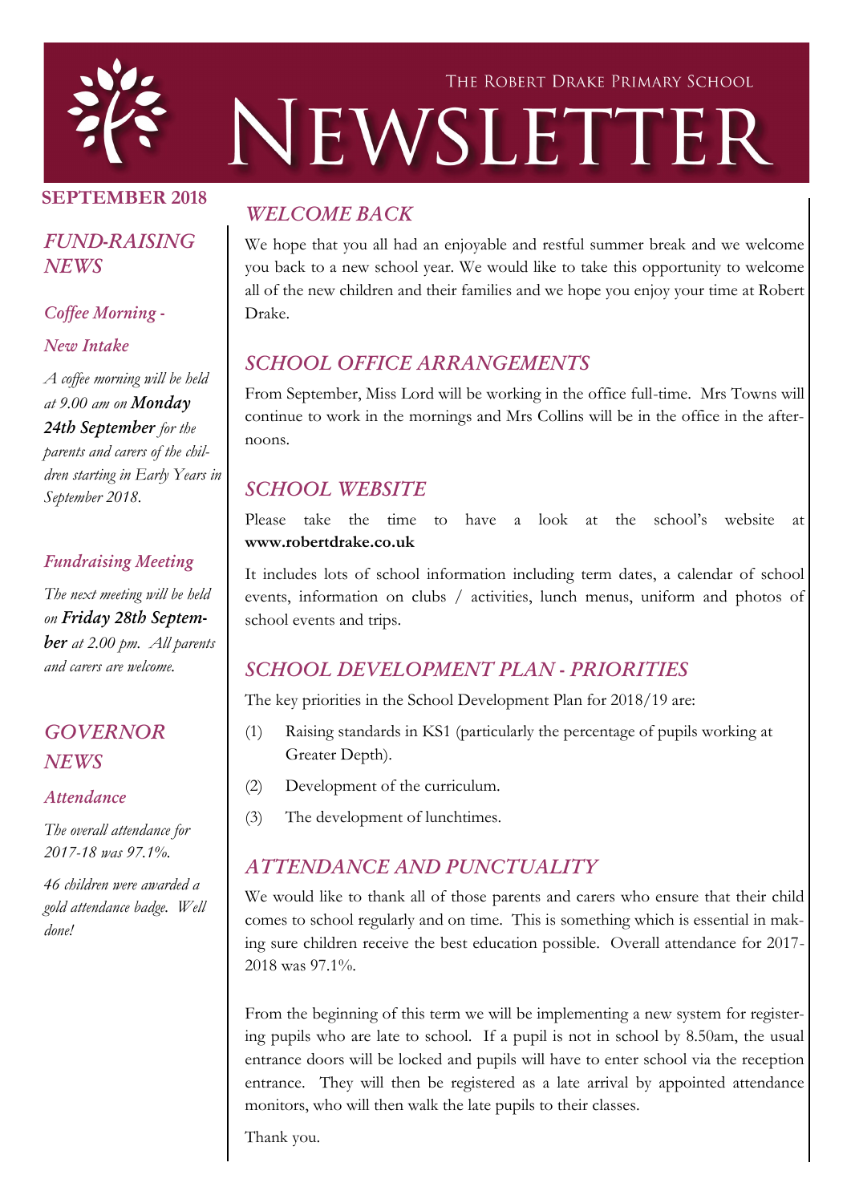# The Robert Drake Primary School

# NEWSLETTER

**SEPTEMBER 2018**

## *FUND-RAISING NEWS*

### *Coffee Morning - New Intake*

*A coffee morning will be held at 9.00 am on* ***Monday 24th September*** *for the parents and carers of the children starting in Early Years in September 2018.*

### *Fundraising Meeting*

*The next meeting will be held on* ***Friday 28th September*** *at 2.00 pm. All parents and carers are welcome.*

## *GOVERNOR NEWS*

### *Attendance*

*The overall attendance for 2017-18 was 97.1%.*

*46 children were awarded a gold attendance badge. Well done!*

## *WELCOME BACK*

We hope that you all had an enjoyable and restful summer break and we welcome you back to a new school year. We would like to take this opportunity to welcome all of the new children and their families and we hope you enjoy your time at Robert Drake.

## *SCHOOL OFFICE ARRANGEMENTS*

From September, Miss Lord will be working in the office full-time. Mrs Towns will continue to work in the mornings and Mrs Collins will be in the office in the afternoons.

## *SCHOOL WEBSITE*

Please take the time to have a look at the school's website at **www.robertdrake.co.uk**

It includes lots of school information including term dates, a calendar of school events, information on clubs / activities, lunch menus, uniform and photos of school events and trips.

## *SCHOOL DEVELOPMENT PLAN - PRIORITIES*

The key priorities in the School Development Plan for 2018/19 are:

(1) Raising standards in KS1 (particularly the percentage of pupils working at Greater Depth).

(2) Development of the curriculum.

(3) The development of lunchtimes.

## *ATTENDANCE AND PUNCTUALITY*

We would like to thank all of those parents and carers who ensure that their child comes to school regularly and on time. This is something which is essential in making sure children receive the best education possible. Overall attendance for 2017-2018 was 97.1%.

From the beginning of this term we will be implementing a new system for registering pupils who are late to school. If a pupil is not in school by 8.50am, the usual entrance doors will be locked and pupils will have to enter school via the reception entrance. They will then be registered as a late arrival by appointed attendance monitors, who will then walk the late pupils to their classes.

Thank you.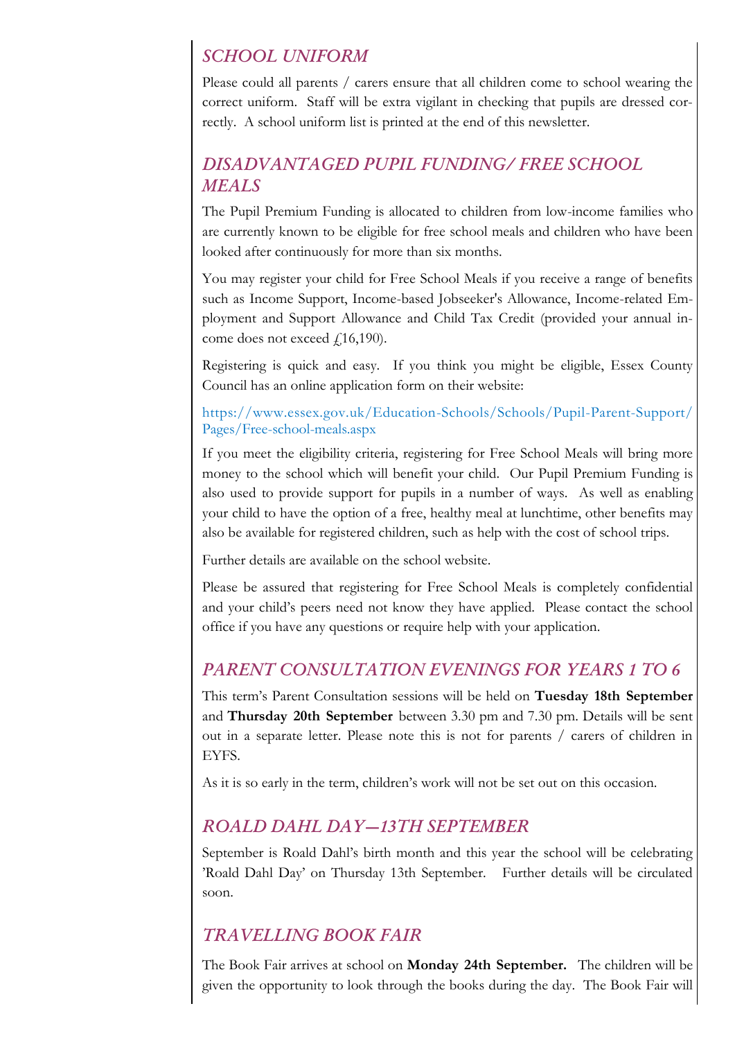## SCHOOL UNIFORM

Please could all parents / carers ensure that all children come to school wearing the correct uniform. Staff will be extra vigilant in checking that pupils are dressed correctly. A school uniform list is printed at the end of this newsletter.

## DISADVANTAGED PUPIL FUNDING/ FREE SCHOOL MEALS

The Pupil Premium Funding is allocated to children from low-income families who are currently known to be eligible for free school meals and children who have been looked after continuously for more than six months.

You may register your child for Free School Meals if you receive a range of benefits such as Income Support, Income-based Jobseeker's Allowance, Income-related Employment and Support Allowance and Child Tax Credit (provided your annual income does not exceed £16,190).

Registering is quick and easy. If you think you might be eligible, Essex County Council has an online application form on their website:

https://www.essex.gov.uk/Education-Schools/Schools/Pupil-Parent-Support/Pages/Free-school-meals.aspx

If you meet the eligibility criteria, registering for Free School Meals will bring more money to the school which will benefit your child. Our Pupil Premium Funding is also used to provide support for pupils in a number of ways. As well as enabling your child to have the option of a free, healthy meal at lunchtime, other benefits may also be available for registered children, such as help with the cost of school trips.

Further details are available on the school website.

Please be assured that registering for Free School Meals is completely confidential and your child's peers need not know they have applied. Please contact the school office if you have any questions or require help with your application.

## PARENT CONSULTATION EVENINGS FOR YEARS 1 TO 6

This term's Parent Consultation sessions will be held on **Tuesday 18th September** and **Thursday 20th September** between 3.30 pm and 7.30 pm. Details will be sent out in a separate letter. Please note this is not for parents / carers of children in EYFS.

As it is so early in the term, children's work will not be set out on this occasion.

## ROALD DAHL DAY—13TH SEPTEMBER

September is Roald Dahl's birth month and this year the school will be celebrating 'Roald Dahl Day' on Thursday 13th September. Further details will be circulated soon.

## TRAVELLING BOOK FAIR

The Book Fair arrives at school on **Monday 24th September.** The children will be given the opportunity to look through the books during the day. The Book Fair will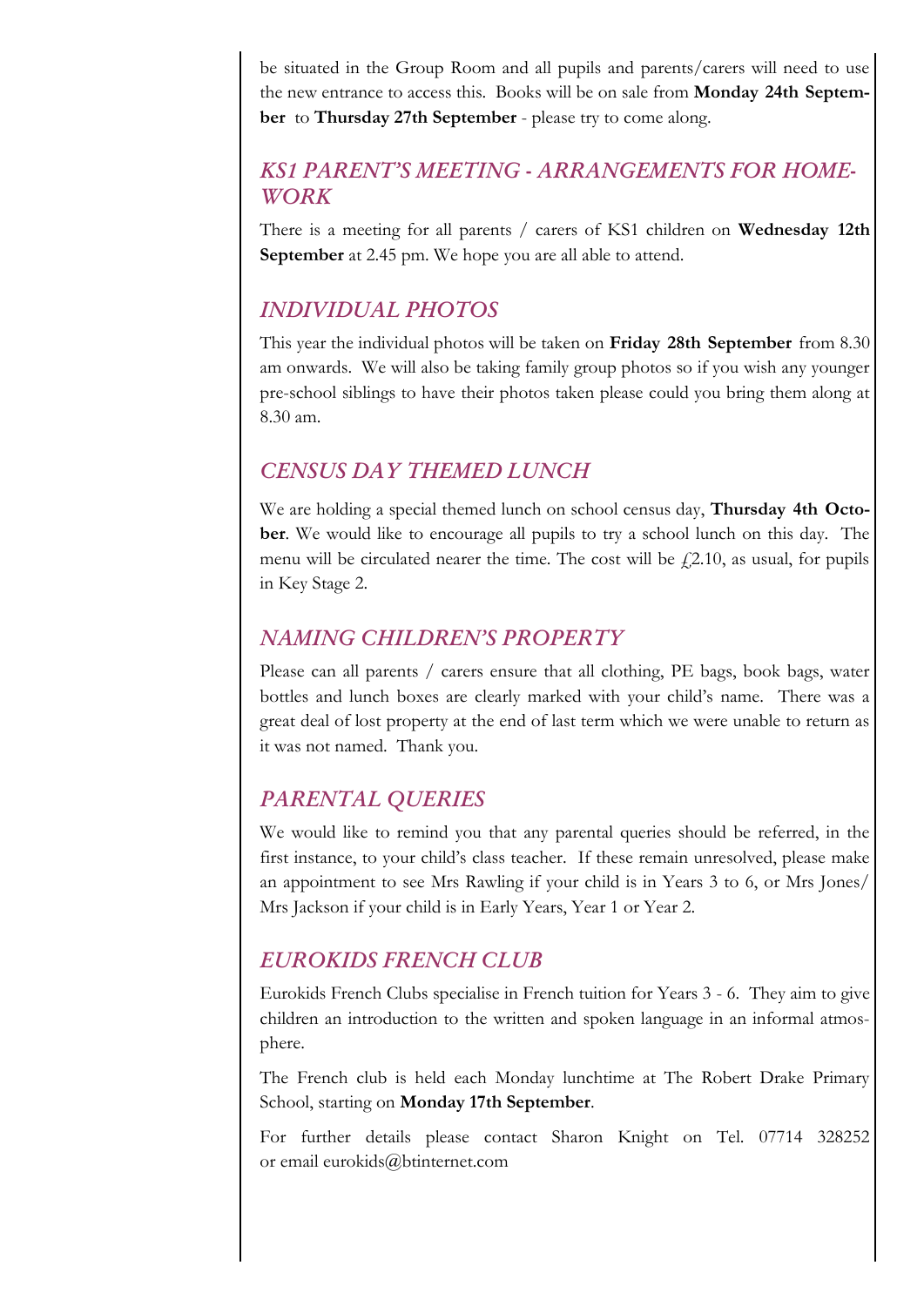be situated in the Group Room and all pupils and parents/carers will need to use the new entrance to access this. Books will be on sale from **Monday 24th September** to **Thursday 27th September** - please try to come along.

## KS1 PARENT'S MEETING - ARRANGEMENTS FOR HOMEWORK

There is a meeting for all parents / carers of KS1 children on **Wednesday 12th September** at 2.45 pm. We hope you are all able to attend.

## INDIVIDUAL PHOTOS

This year the individual photos will be taken on **Friday 28th September** from 8.30 am onwards. We will also be taking family group photos so if you wish any younger pre-school siblings to have their photos taken please could you bring them along at 8.30 am.

## CENSUS DAY THEMED LUNCH

We are holding a special themed lunch on school census day, **Thursday 4th October**. We would like to encourage all pupils to try a school lunch on this day. The menu will be circulated nearer the time. The cost will be £2.10, as usual, for pupils in Key Stage 2.

## NAMING CHILDREN'S PROPERTY

Please can all parents / carers ensure that all clothing, PE bags, book bags, water bottles and lunch boxes are clearly marked with your child's name. There was a great deal of lost property at the end of last term which we were unable to return as it was not named. Thank you.

## PARENTAL QUERIES

We would like to remind you that any parental queries should be referred, in the first instance, to your child's class teacher. If these remain unresolved, please make an appointment to see Mrs Rawling if your child is in Years 3 to 6, or Mrs Jones/ Mrs Jackson if your child is in Early Years, Year 1 or Year 2.

## EUROKIDS FRENCH CLUB

Eurokids French Clubs specialise in French tuition for Years 3 - 6. They aim to give children an introduction to the written and spoken language in an informal atmosphere.

The French club is held each Monday lunchtime at The Robert Drake Primary School, starting on **Monday 17th September**.

For further details please contact Sharon Knight on Tel. 07714 328252 or email eurokids@btinternet.com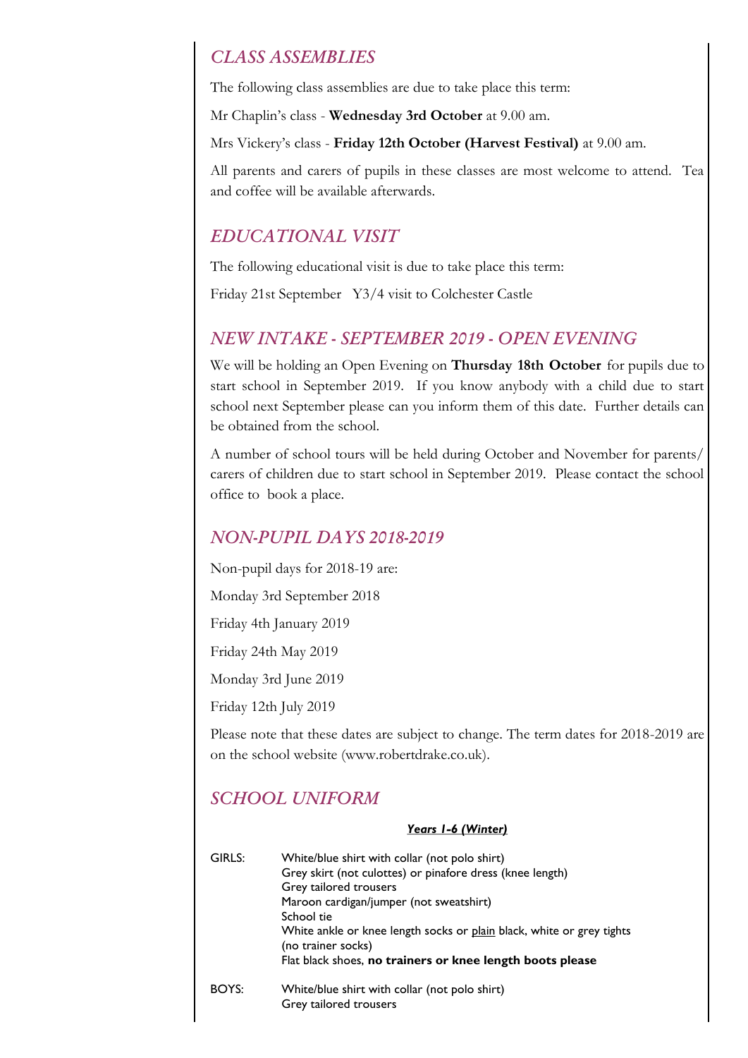## *CLASS ASSEMBLIES*

The following class assemblies are due to take place this term:

Mr Chaplin's class - **Wednesday 3rd October** at 9.00 am.

Mrs Vickery's class - **Friday 12th October (Harvest Festival)** at 9.00 am.

All parents and carers of pupils in these classes are most welcome to attend. Tea and coffee will be available afterwards.

## *EDUCATIONAL VISIT*

The following educational visit is due to take place this term:

Friday 21st September Y3/4 visit to Colchester Castle

## *NEW INTAKE - SEPTEMBER 2019 - OPEN EVENING*

We will be holding an Open Evening on **Thursday 18th October** for pupils due to start school in September 2019. If you know anybody with a child due to start school next September please can you inform them of this date. Further details can be obtained from the school.

A number of school tours will be held during October and November for parents/ carers of children due to start school in September 2019. Please contact the school office to book a place.

## *NON-PUPIL DAYS 2018-2019*

Non-pupil days for 2018-19 are:

Monday 3rd September 2018

Friday 4th January 2019

Friday 24th May 2019

Monday 3rd June 2019

Friday 12th July 2019

Please note that these dates are subject to change. The term dates for 2018-2019 are on the school website (www.robertdrake.co.uk).

## *SCHOOL UNIFORM*

***Years 1-6 (Winter)***

GIRLS:
- White/blue shirt with collar (not polo shirt)
- Grey skirt (not culottes) or pinafore dress (knee length)
- Grey tailored trousers
- Maroon cardigan/jumper (not sweatshirt)
- School tie
- White ankle or knee length socks or plain black, white or grey tights (no trainer socks)
- Flat black shoes, **no trainers or knee length boots please**

BOYS:
- White/blue shirt with collar (not polo shirt)
- Grey tailored trousers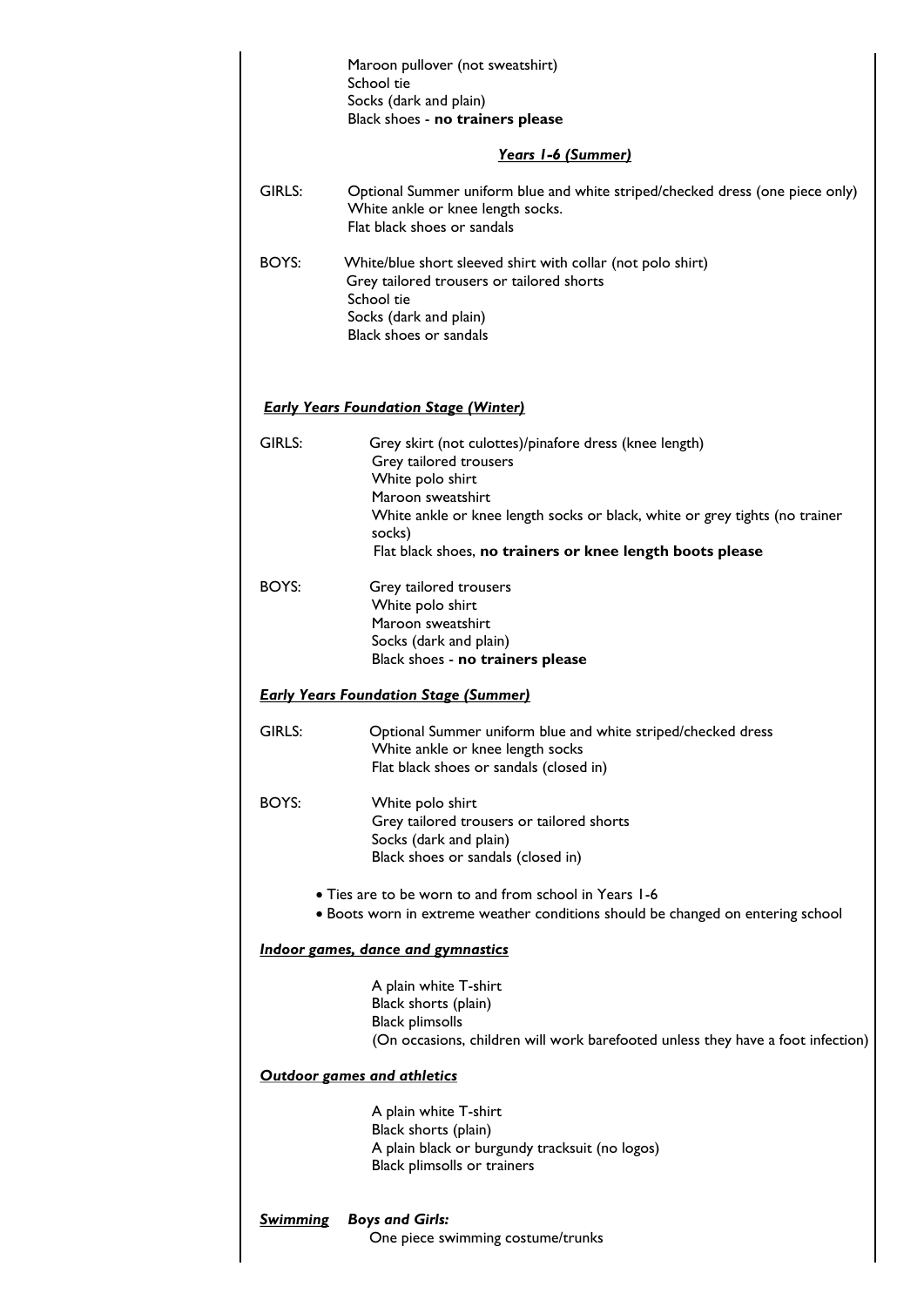Maroon pullover (not sweatshirt)
School tie
Socks (dark and plain)
Black shoes - **no trainers please**

***Years 1-6 (Summer)***

GIRLS: Optional Summer uniform blue and white striped/checked dress (one piece only)
White ankle or knee length socks.
Flat black shoes or sandals

BOYS: White/blue short sleeved shirt with collar (not polo shirt)
Grey tailored trousers or tailored shorts
School tie
Socks (dark and plain)
Black shoes or sandals

***Early Years Foundation Stage (Winter)***

GIRLS: Grey skirt (not culottes)/pinafore dress (knee length)
Grey tailored trousers
White polo shirt
Maroon sweatshirt
White ankle or knee length socks or black, white or grey tights (no trainer socks)
Flat black shoes, **no trainers or knee length boots please**

BOYS: Grey tailored trousers
White polo shirt
Maroon sweatshirt
Socks (dark and plain)
Black shoes - **no trainers please**

***Early Years Foundation Stage (Summer)***

GIRLS: Optional Summer uniform blue and white striped/checked dress
White ankle or knee length socks
Flat black shoes or sandals (closed in)

BOYS: White polo shirt
Grey tailored trousers or tailored shorts
Socks (dark and plain)
Black shoes or sandals (closed in)

- Ties are to be worn to and from school in Years 1-6
- Boots worn in extreme weather conditions should be changed on entering school

***Indoor games, dance and gymnastics***

A plain white T-shirt
Black shorts (plain)
Black plimsolls
(On occasions, children will work barefooted unless they have a foot infection)

***Outdoor games and athletics***

A plain white T-shirt
Black shorts (plain)
A plain black or burgundy tracksuit (no logos)
Black plimsolls or trainers

***Swimming*** ***Boys and Girls:***
One piece swimming costume/trunks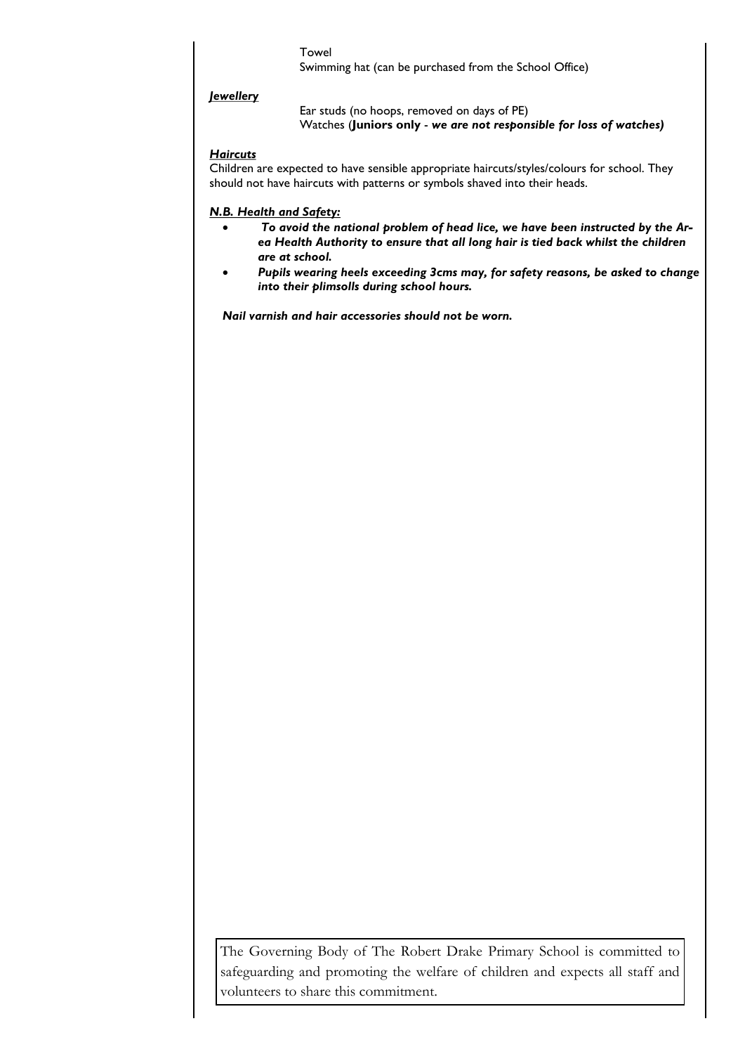Towel

Swimming hat (can be purchased from the School Office)

***Jewellery***

Ear studs (no hoops, removed on days of PE)

Watches (**Juniors only** - ***we are not responsible for loss of watches)***

***Haircuts***

Children are expected to have sensible appropriate haircuts/styles/colours for school. They should not have haircuts with patterns or symbols shaved into their heads.

***N.B. Health and Safety:***

- ***To avoid the national problem of head lice, we have been instructed by the Area Health Authority to ensure that all long hair is tied back whilst the children are at school.***
- ***Pupils wearing heels exceeding 3cms may, for safety reasons, be asked to change into their plimsolls during school hours.***

***Nail varnish and hair accessories should not be worn.***

The Governing Body of The Robert Drake Primary School is committed to safeguarding and promoting the welfare of children and expects all staff and volunteers to share this commitment.